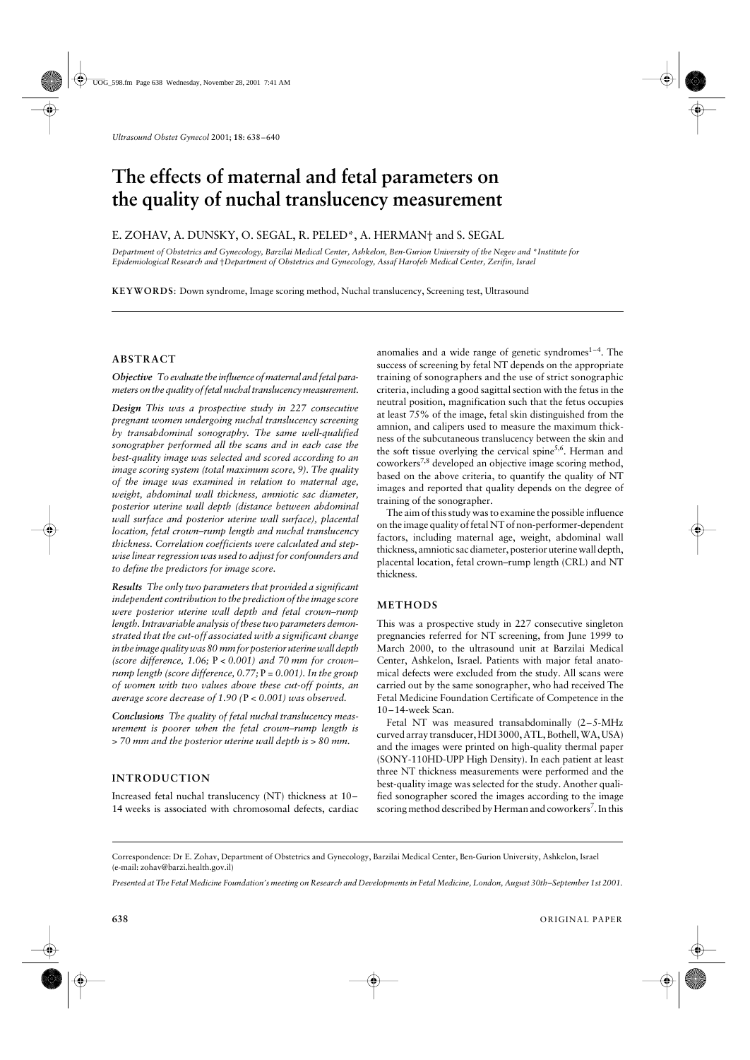// The effects of maternal and fetal parameters on the quality of nuchal translucency measurement

E. ZOHAV, A. DUNSKY, O. SEGAL, R. PELED*, A. HERMAN† and S. SEGAL

*Department of Obstetrics and Gynecology, Barzilai Medical Center, Ashkelon, Ben-Gurion University of the Negev and *Institute for Epidemiological Research and †Department of Obstetrics and Gynecology, Assaf Harofeh Medical Center, Zerifin, Israel*

**KEYWORDS**: Down syndrome, Image scoring method, Nuchal translucency, Screening test, Ultrasound

## ABSTRACT

***Objective*** *To evaluate the influence of maternal and fetal parameters on the quality of fetal nuchal translucency measurement.*

***Design*** *This was a prospective study in 227 consecutive pregnant women undergoing nuchal translucency screening by transabdominal sonography. The same well-qualified sonographer performed all the scans and in each case the best-quality image was selected and scored according to an image scoring system (total maximum score, 9). The quality of the image was examined in relation to maternal age, weight, abdominal wall thickness, amniotic sac diameter, posterior uterine wall depth (distance between abdominal wall surface and posterior uterine wall surface), placental location, fetal crown–rump length and nuchal translucency thickness. Correlation coefficients were calculated and stepwise linear regression was used to adjust for confounders and to define the predictors for image score.*

***Results*** *The only two parameters that provided a significant independent contribution to the prediction of the image score were posterior uterine wall depth and fetal crown–rump length. Intravariable analysis of these two parameters demonstrated that the cut-off associated with a significant change in the image quality was 80 mm for posterior uterine wall depth (score difference, 1.06;* P *< 0.001) and 70 mm for crown–rump length (score difference, 0.77;* P *= 0.001). In the group of women with two values above these cut-off points, an average score decrease of 1.90 (*P *< 0.001) was observed.*

***Conclusions*** *The quality of fetal nuchal translucency measurement is poorer when the fetal crown–rump length is > 70 mm and the posterior uterine wall depth is > 80 mm.*

## INTRODUCTION

Increased fetal nuchal translucency (NT) thickness at 10–14 weeks is associated with chromosomal defects, cardiac anomalies and a wide range of genetic syndromes[1–4]. The success of screening by fetal NT depends on the appropriate training of sonographers and the use of strict sonographic criteria, including a good sagittal section with the fetus in the neutral position, magnification such that the fetus occupies at least 75% of the image, fetal skin distinguished from the amnion, and calipers used to measure the maximum thickness of the subcutaneous translucency between the skin and the soft tissue overlying the cervical spine[5,6]. Herman and coworkers[7,8] developed an objective image scoring method, based on the above criteria, to quantify the quality of NT images and reported that quality depends on the degree of training of the sonographer.

The aim of this study was to examine the possible influence on the image quality of fetal NT of non-performer-dependent factors, including maternal age, weight, abdominal wall thickness, amniotic sac diameter, posterior uterine wall depth, placental location, fetal crown–rump length (CRL) and NT thickness.

## METHODS

This was a prospective study in 227 consecutive singleton pregnancies referred for NT screening, from June 1999 to March 2000, to the ultrasound unit at Barzilai Medical Center, Ashkelon, Israel. Patients with major fetal anatomical defects were excluded from the study. All scans were carried out by the same sonographer, who had received The Fetal Medicine Foundation Certificate of Competence in the 10–14-week Scan.

Fetal NT was measured transabdominally (2–5-MHz curved array transducer, HDI 3000, ATL, Bothell, WA, USA) and the images were printed on high-quality thermal paper (SONY-110HD-UPP High Density). In each patient at least three NT thickness measurements were performed and the best-quality image was selected for the study. Another qualified sonographer scored the images according to the image scoring method described by Herman and coworkers[7]. In this

Correspondence: Dr E. Zohav, Department of Obstetrics and Gynecology, Barzilai Medical Center, Ben-Gurion University, Ashkelon, Israel (e-mail: zohav@barzi.health.gov.il)

*Presented at The Fetal Medicine Foundation's meeting on Research and Developments in Fetal Medicine, London, August 30th–September 1st 2001.*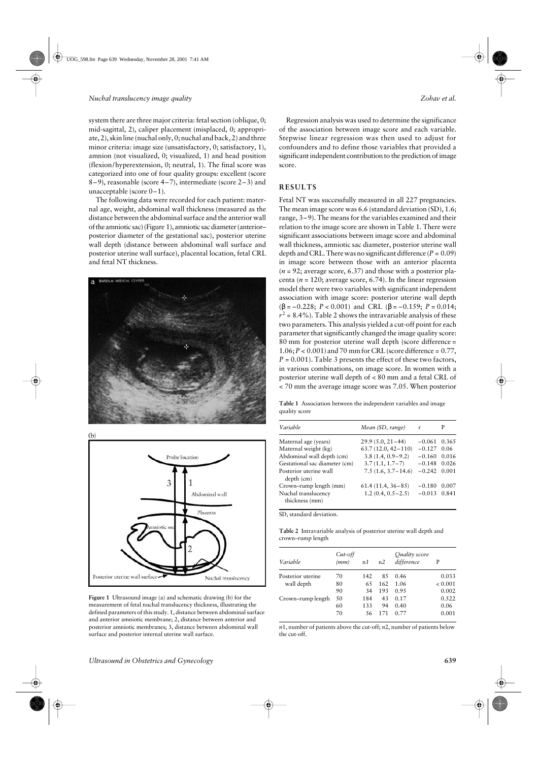system there are three major criteria: fetal section (oblique, 0; mid-sagittal, 2), caliper placement (misplaced, 0; appropriate, 2), skin line (nuchal only, 0; nuchal and back, 2) and three minor criteria: image size (unsatisfactory, 0; satisfactory, 1), amnion (not visualized, 0; visualized, 1) and head position (flexion/hyperextension, 0; neutral, 1). The final score was categorized into one of four quality groups: excellent (score 8–9), reasonable (score 4–7), intermediate (score 2–3) and unacceptable (score 0–1).

The following data were recorded for each patient: maternal age, weight, abdominal wall thickness (measured as the distance between the abdominal surface and the anterior wall of the amniotic sac) (Figure 1), amniotic sac diameter (anterior–posterior diameter of the gestational sac), posterior uterine wall depth (distance between abdominal wall surface and posterior uterine wall surface), placental location, fetal CRL and fetal NT thickness.

**Figure 1** Ultrasound image (a) and schematic drawing (b) for the measurement of fetal nuchal translucency thickness, illustrating the defined parameters of this study. 1, distance between abdominal surface and anterior amniotic membrane; 2, distance between anterior and posterior amniotic membranes; 3, distance between abdominal wall surface and posterior internal uterine wall surface.

Regression analysis was used to determine the significance of the association between image score and each variable. Stepwise linear regression was then used to adjust for confounders and to define those variables that provided a significant independent contribution to the prediction of image score.

## RESULTS

Fetal NT was successfully measured in all 227 pregnancies. The mean image score was 6.6 (standard deviation (SD), 1.6; range, 3–9). The means for the variables examined and their relation to the image score are shown in Table 1. There were significant associations between image score and abdominal wall thickness, amniotic sac diameter, posterior uterine wall depth and CRL. There was no significant difference ($P = 0.09$) in image score between those with an anterior placenta ($n = 92$; average score, 6.37) and those with a posterior placenta ($n = 120$; average score, 6.74). In the linear regression model there were two variables with significant independent association with image score: posterior uterine wall depth ($\beta = -0.228$; $P < 0.001$) and CRL ($\beta = -0.159$; $P = 0.014$; $r^2 = 8.4\%$). Table 2 shows the intravariable analysis of these two parameters. This analysis yielded a cut-off point for each parameter that significantly changed the image quality score: 80 mm for posterior uterine wall depth (score difference = 1.06; $P < 0.001$) and 70 mm for CRL (score difference = 0.77, $P = 0.001$). Table 3 presents the effect of these two factors, in various combinations, on image score. In women with a posterior uterine wall depth of < 80 mm and a fetal CRL of < 70 mm the average image score was 7.05. When posterior

**Table 1** Association between the independent variables and image quality score

| Variable | Mean (SD, range) | r | P |
|---|---|---|---|
| Maternal age (years) | 29.9 (5.0, 21–44) | −0.061 | 0.365 |
| Maternal weight (kg) | 63.7 (12.0, 42–110) | −0.127 | 0.06 |
| Abdominal wall depth (cm) | 3.8 (1.4, 0.9–9.2) | −0.160 | 0.016 |
| Gestational sac diameter (cm) | 3.7 (1.1, 1.7–7) | −0.148 | 0.026 |
| Posterior uterine wall depth (cm) | 7.5 (1.6, 3.7–14.6) | −0.242 | 0.001 |
| Crown–rump length (mm) | 61.4 (11.4, 36–85) | −0.180 | 0.007 |
| Nuchal translucency thickness (mm) | 1.2 (0.4, 0.5–2.5) | −0.013 | 0.841 |

SD, standard deviation.

**Table 2** Intravariable analysis of posterior uterine wall depth and crown–rump length

| Variable | Cut-off (mm) | n1 | n2 | Quality score difference | P |
|---|---|---|---|---|---|
| Posterior uterine wall depth | 70 | 142 | 85 | 0.46 | 0.033 |
| | 80 | 65 | 162 | 1.06 | < 0.001 |
| | 90 | 34 | 193 | 0.95 | 0.002 |
| Crown–rump length | 50 | 184 | 43 | 0.17 | 0.522 |
| | 60 | 133 | 94 | 0.40 | 0.06 |
| | 70 | 56 | 171 | 0.77 | 0.001 |

$n1$, number of patients above the cut-off; $n2$, number of patients below the cut-off.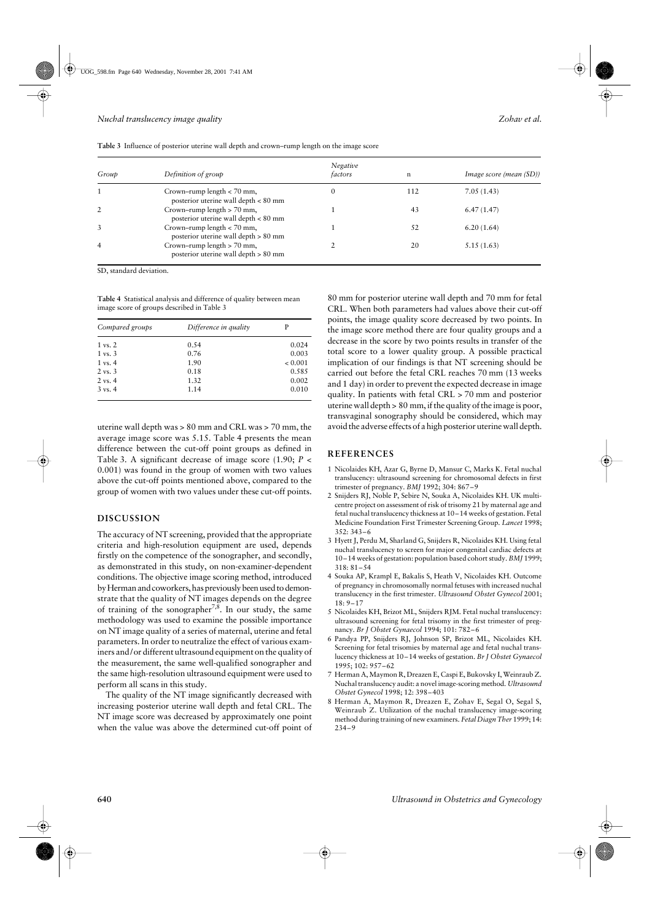**Table 3** Influence of posterior uterine wall depth and crown–rump length on the image score

| *Group* | *Definition of group* | *Negative factors* | n | *Image score (mean (SD))* |
|---|---|---|---|---|
| 1 | Crown–rump length < 70 mm, posterior uterine wall depth < 80 mm | 0 | 112 | 7.05 (1.43) |
| 2 | Crown–rump length > 70 mm, posterior uterine wall depth < 80 mm | 1 | 43 | 6.47 (1.47) |
| 3 | Crown–rump length < 70 mm, posterior uterine wall depth > 80 mm | 1 | 52 | 6.20 (1.64) |
| 4 | Crown–rump length > 70 mm, posterior uterine wall depth > 80 mm | 2 | 20 | 5.15 (1.63) |

SD, standard deviation.

**Table 4** Statistical analysis and difference of quality between mean image score of groups described in Table 3

| *Compared groups* | *Difference in quality* | P |
|---|---|---|
| 1 vs. 2 | 0.54 | 0.024 |
| 1 vs. 3 | 0.76 | 0.003 |
| 1 vs. 4 | 1.90 | < 0.001 |
| 2 vs. 3 | 0.18 | 0.585 |
| 2 vs. 4 | 1.32 | 0.002 |
| 3 vs. 4 | 1.14 | 0.010 |

uterine wall depth was > 80 mm and CRL was > 70 mm, the average image score was 5.15. Table 4 presents the mean difference between the cut-off point groups as defined in Table 3. A significant decrease of image score (1.90; $P < 0.001$) was found in the group of women with two values above the cut-off points mentioned above, compared to the group of women with two values under these cut-off points.

## DISCUSSION

The accuracy of NT screening, provided that the appropriate criteria and high-resolution equipment are used, depends firstly on the competence of the sonographer, and secondly, as demonstrated in this study, on non-examiner-dependent conditions. The objective image scoring method, introduced by Herman and coworkers, has previously been used to demonstrate that the quality of NT images depends on the degree of training of the sonographer[7,8]. In our study, the same methodology was used to examine the possible importance on NT image quality of a series of maternal, uterine and fetal parameters. In order to neutralize the effect of various examiners and/or different ultrasound equipment on the quality of the measurement, the same well-qualified sonographer and the same high-resolution ultrasound equipment were used to perform all scans in this study.

The quality of the NT image significantly decreased with increasing posterior uterine wall depth and fetal CRL. The NT image score was decreased by approximately one point when the value was above the determined cut-off point of 80 mm for posterior uterine wall depth and 70 mm for fetal CRL. When both parameters had values above their cut-off points, the image quality score decreased by two points. In the image score method there are four quality groups and a decrease in the score by two points results in transfer of the total score to a lower quality group. A possible practical implication of our findings is that NT screening should be carried out before the fetal CRL reaches 70 mm (13 weeks and 1 day) in order to prevent the expected decrease in image quality. In patients with fetal CRL > 70 mm and posterior uterine wall depth > 80 mm, if the quality of the image is poor, transvaginal sonography should be considered, which may avoid the adverse effects of a high posterior uterine wall depth.

## REFERENCES

1. Nicolaides KH, Azar G, Byrne D, Mansur C, Marks K. Fetal nuchal translucency: ultrasound screening for chromosomal defects in first trimester of pregnancy. *BMJ* 1992; 304: 867–9
2. Snijders RJ, Noble P, Sebire N, Souka A, Nicolaides KH. UK multicentre project on assessment of risk of trisomy 21 by maternal age and fetal nuchal translucency thickness at 10–14 weeks of gestation. Fetal Medicine Foundation First Trimester Screening Group. *Lancet* 1998; 352: 343–6
3. Hyett J, Perdu M, Sharland G, Snijders R, Nicolaides KH. Using fetal nuchal translucency to screen for major congenital cardiac defects at 10–14 weeks of gestation: population based cohort study. *BMJ* 1999; 318: 81–54
4. Souka AP, Krampl E, Bakalis S, Heath V, Nicolaides KH. Outcome of pregnancy in chromosomally normal fetuses with increased nuchal translucency in the first trimester. *Ultrasound Obstet Gynecol* 2001; 18: 9–17
5. Nicolaides KH, Brizot ML, Snijders RJM. Fetal nuchal translucency: ultrasound screening for fetal trisomy in the first trimester of pregnancy. *Br J Obstet Gynaecol* 1994; 101: 782–6
6. Pandya PP, Snijders RJ, Johnson SP, Brizot ML, Nicolaides KH. Screening for fetal trisomies by maternal age and fetal nuchal translucency thickness at 10–14 weeks of gestation. *Br J Obstet Gynaecol* 1995; 102: 957–62
7. Herman A, Maymon R, Dreazen E, Caspi E, Bukovsky I, Weinraub Z. Nuchal translucency audit: a novel image-scoring method. *Ultrasound Obstet Gynecol* 1998; 12: 398–403
8. Herman A, Maymon R, Dreazen E, Zohav E, Segal O, Segal S, Weinraub Z. Utilization of the nuchal translucency image-scoring method during training of new examiners. *Fetal Diagn Ther* 1999; 14: 234–9